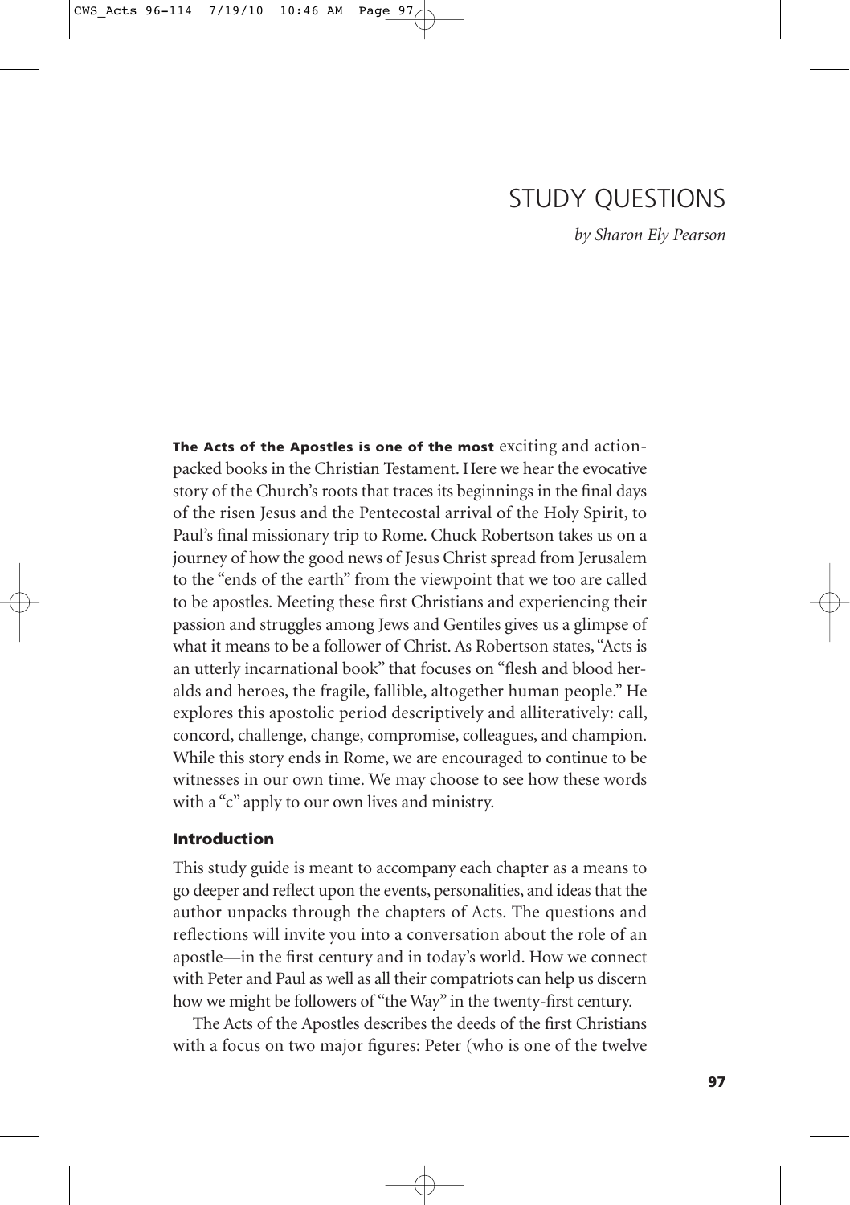# STUDY QUESTIONS

*by Sharon Ely Pearson*

**The Acts of the Apostles is one of the most** exciting and action-packed books in the Christian Testament. Here we hear the evocative story of the Church's roots that traces its beginnings in the final days of the risen Jesus and the Pentecostal arrival of the Holy Spirit, to Paul's final missionary trip to Rome. Chuck Robertson takes us on a journey of how the good news of Jesus Christ spread from Jerusalem to the "ends of the earth" from the viewpoint that we too are called to be apostles. Meeting these first Christians and experiencing their passion and struggles among Jews and Gentiles gives us a glimpse of what it means to be a follower of Christ. As Robertson states, "Acts is an utterly incarnational book" that focuses on "flesh and blood heralds and heroes, the fragile, fallible, altogether human people." He explores this apostolic period descriptively and alliteratively: call, concord, challenge, change, compromise, colleagues, and champion. While this story ends in Rome, we are encouraged to continue to be witnesses in our own time. We may choose to see how these words with a "c" apply to our own lives and ministry.

### Introduction

This study guide is meant to accompany each chapter as a means to go deeper and reflect upon the events, personalities, and ideas that the author unpacks through the chapters of Acts. The questions and reflections will invite you into a conversation about the role of an apostle—in the first century and in today's world. How we connect with Peter and Paul as well as all their compatriots can help us discern how we might be followers of "the Way" in the twenty-first century.

The Acts of the Apostles describes the deeds of the first Christians with a focus on two major figures: Peter (who is one of the twelve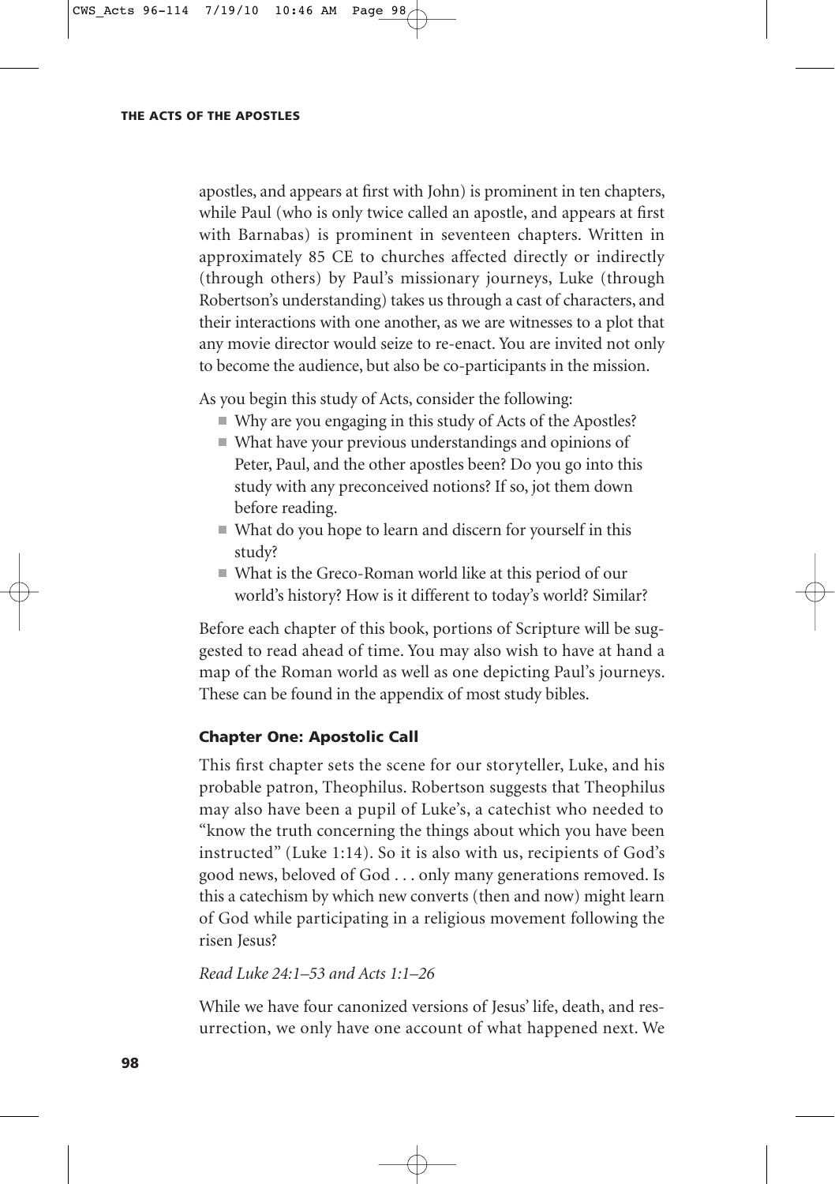apostles, and appears at first with John) is prominent in ten chapters, while Paul (who is only twice called an apostle, and appears at first with Barnabas) is prominent in seventeen chapters. Written in approximately 85 CE to churches affected directly or indirectly (through others) by Paul's missionary journeys, Luke (through Robertson's understanding) takes us through a cast of characters, and their interactions with one another, as we are witnesses to a plot that any movie director would seize to re-enact. You are invited not only to become the audience, but also be co-participants in the mission.

As you begin this study of Acts, consider the following:

- Why are you engaging in this study of Acts of the Apostles?
- What have your previous understandings and opinions of Peter, Paul, and the other apostles been? Do you go into this study with any preconceived notions? If so, jot them down before reading.
- What do you hope to learn and discern for yourself in this study?
- What is the Greco-Roman world like at this period of our world's history? How is it different to today's world? Similar?

Before each chapter of this book, portions of Scripture will be suggested to read ahead of time. You may also wish to have at hand a map of the Roman world as well as one depicting Paul's journeys. These can be found in the appendix of most study bibles.

### Chapter One: Apostolic Call

This first chapter sets the scene for our storyteller, Luke, and his probable patron, Theophilus. Robertson suggests that Theophilus may also have been a pupil of Luke's, a catechist who needed to "know the truth concerning the things about which you have been instructed" (Luke 1:14). So it is also with us, recipients of God's good news, beloved of God . . . only many generations removed. Is this a catechism by which new converts (then and now) might learn of God while participating in a religious movement following the risen Jesus?

*Read Luke 24:1–53 and Acts 1:1–26*

While we have four canonized versions of Jesus' life, death, and resurrection, we only have one account of what happened next. We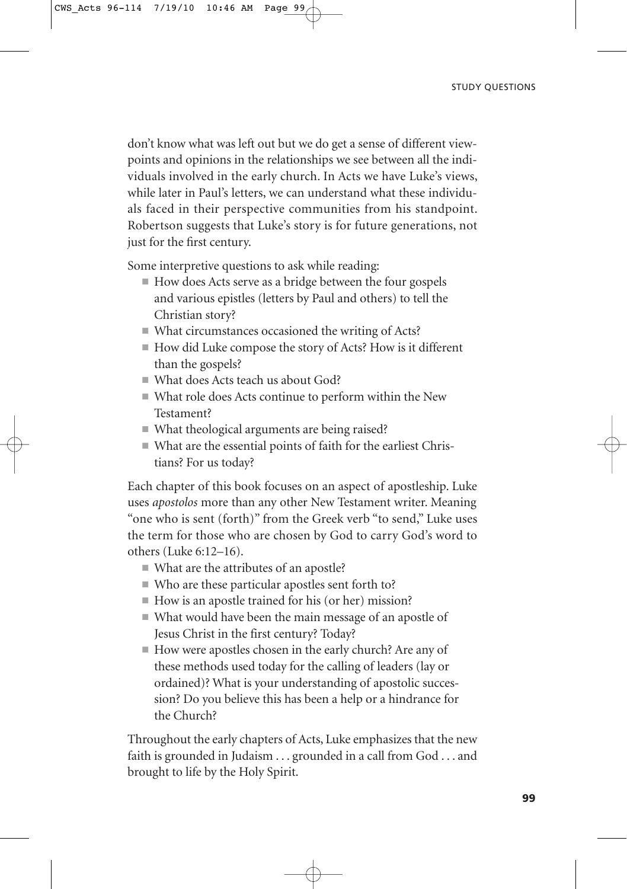don't know what was left out but we do get a sense of different viewpoints and opinions in the relationships we see between all the individuals involved in the early church. In Acts we have Luke's views, while later in Paul's letters, we can understand what these individuals faced in their perspective communities from his standpoint. Robertson suggests that Luke's story is for future generations, not just for the first century.

Some interpretive questions to ask while reading:

- How does Acts serve as a bridge between the four gospels and various epistles (letters by Paul and others) to tell the Christian story?
- What circumstances occasioned the writing of Acts?
- How did Luke compose the story of Acts? How is it different than the gospels?
- What does Acts teach us about God?
- What role does Acts continue to perform within the New Testament?
- What theological arguments are being raised?
- What are the essential points of faith for the earliest Christians? For us today?

Each chapter of this book focuses on an aspect of apostleship. Luke uses *apostolos* more than any other New Testament writer. Meaning "one who is sent (forth)" from the Greek verb "to send," Luke uses the term for those who are chosen by God to carry God's word to others (Luke 6:12–16).

- What are the attributes of an apostle?
- Who are these particular apostles sent forth to?
- How is an apostle trained for his (or her) mission?
- What would have been the main message of an apostle of Jesus Christ in the first century? Today?
- How were apostles chosen in the early church? Are any of these methods used today for the calling of leaders (lay or ordained)? What is your understanding of apostolic succession? Do you believe this has been a help or a hindrance for the Church?

Throughout the early chapters of Acts, Luke emphasizes that the new faith is grounded in Judaism . . . grounded in a call from God . . . and brought to life by the Holy Spirit.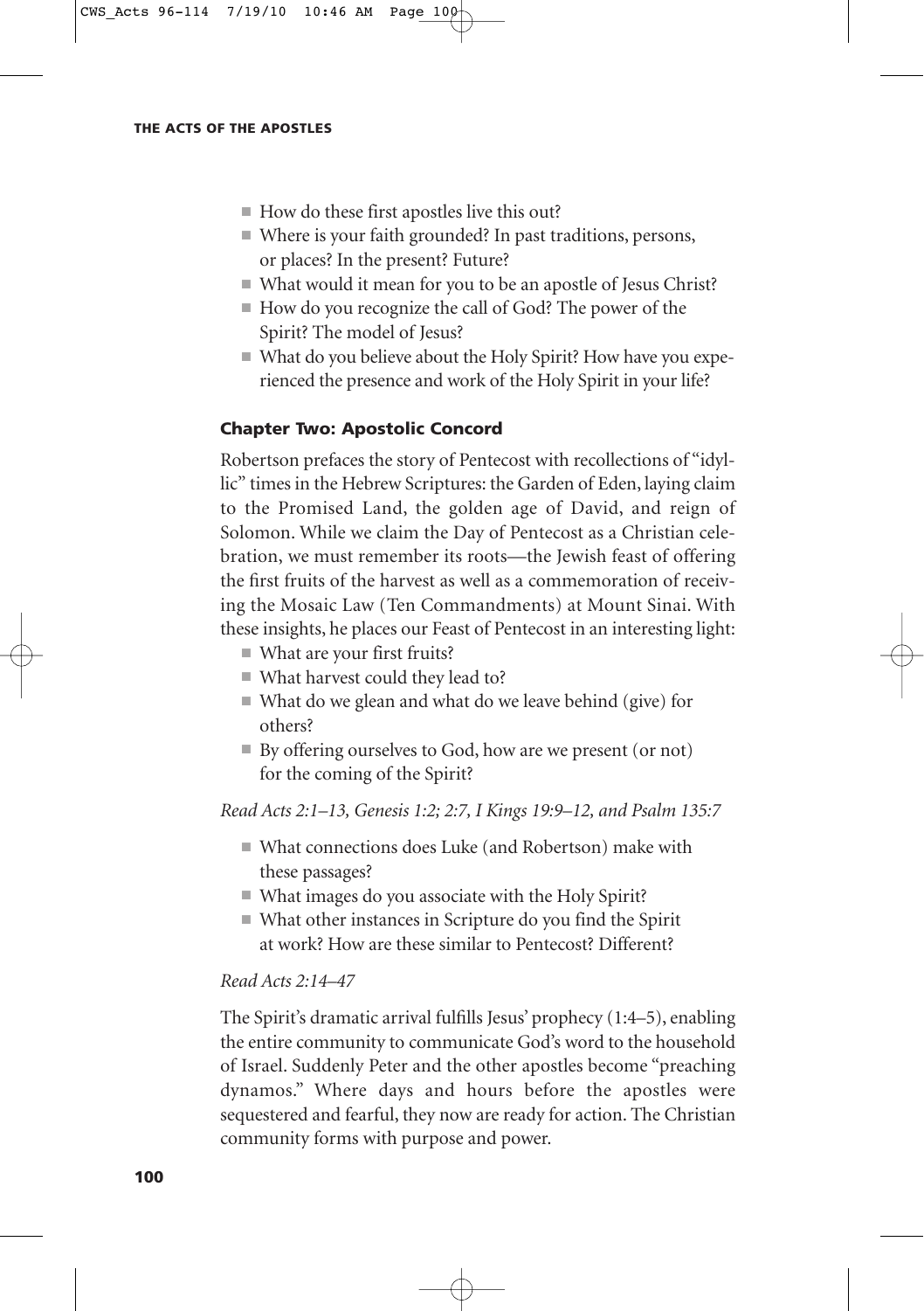- How do these first apostles live this out?
- Where is your faith grounded? In past traditions, persons, or places? In the present? Future?
- What would it mean for you to be an apostle of Jesus Christ?
- How do you recognize the call of God? The power of the Spirit? The model of Jesus?
- What do you believe about the Holy Spirit? How have you experienced the presence and work of the Holy Spirit in your life?

### Chapter Two: Apostolic Concord

Robertson prefaces the story of Pentecost with recollections of "idyllic" times in the Hebrew Scriptures: the Garden of Eden, laying claim to the Promised Land, the golden age of David, and reign of Solomon. While we claim the Day of Pentecost as a Christian celebration, we must remember its roots—the Jewish feast of offering the first fruits of the harvest as well as a commemoration of receiving the Mosaic Law (Ten Commandments) at Mount Sinai. With these insights, he places our Feast of Pentecost in an interesting light:

- What are your first fruits?
- What harvest could they lead to?
- What do we glean and what do we leave behind (give) for others?
- By offering ourselves to God, how are we present (or not) for the coming of the Spirit?

*Read Acts 2:1–13, Genesis 1:2; 2:7, I Kings 19:9–12, and Psalm 135:7*

- What connections does Luke (and Robertson) make with these passages?
- What images do you associate with the Holy Spirit?
- What other instances in Scripture do you find the Spirit at work? How are these similar to Pentecost? Different?

*Read Acts 2:14–47*

The Spirit's dramatic arrival fulfills Jesus' prophecy (1:4–5), enabling the entire community to communicate God's word to the household of Israel. Suddenly Peter and the other apostles become "preaching dynamos." Where days and hours before the apostles were sequestered and fearful, they now are ready for action. The Christian community forms with purpose and power.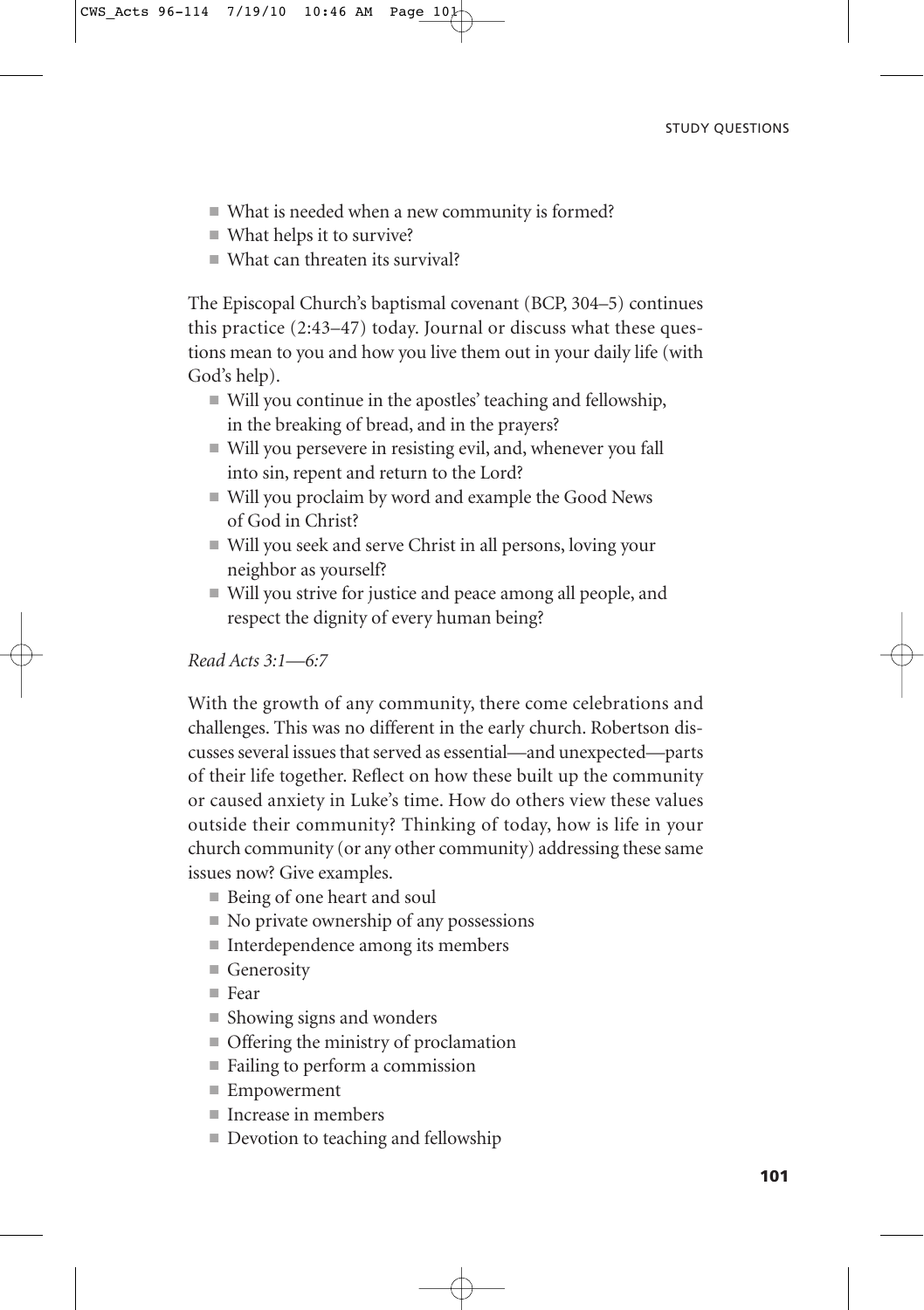- What is needed when a new community is formed?
- What helps it to survive?
- What can threaten its survival?

The Episcopal Church's baptismal covenant (BCP, 304–5) continues this practice (2:43–47) today. Journal or discuss what these questions mean to you and how you live them out in your daily life (with God's help).

- Will you continue in the apostles' teaching and fellowship, in the breaking of bread, and in the prayers?
- Will you persevere in resisting evil, and, whenever you fall into sin, repent and return to the Lord?
- Will you proclaim by word and example the Good News of God in Christ?
- Will you seek and serve Christ in all persons, loving your neighbor as yourself?
- Will you strive for justice and peace among all people, and respect the dignity of every human being?

*Read Acts 3:1—6:7*

With the growth of any community, there come celebrations and challenges. This was no different in the early church. Robertson discusses several issues that served as essential—and unexpected—parts of their life together. Reflect on how these built up the community or caused anxiety in Luke's time. How do others view these values outside their community? Thinking of today, how is life in your church community (or any other community) addressing these same issues now? Give examples.

- Being of one heart and soul
- No private ownership of any possessions
- Interdependence among its members
- Generosity
- Fear
- Showing signs and wonders
- Offering the ministry of proclamation
- Failing to perform a commission
- Empowerment
- Increase in members
- Devotion to teaching and fellowship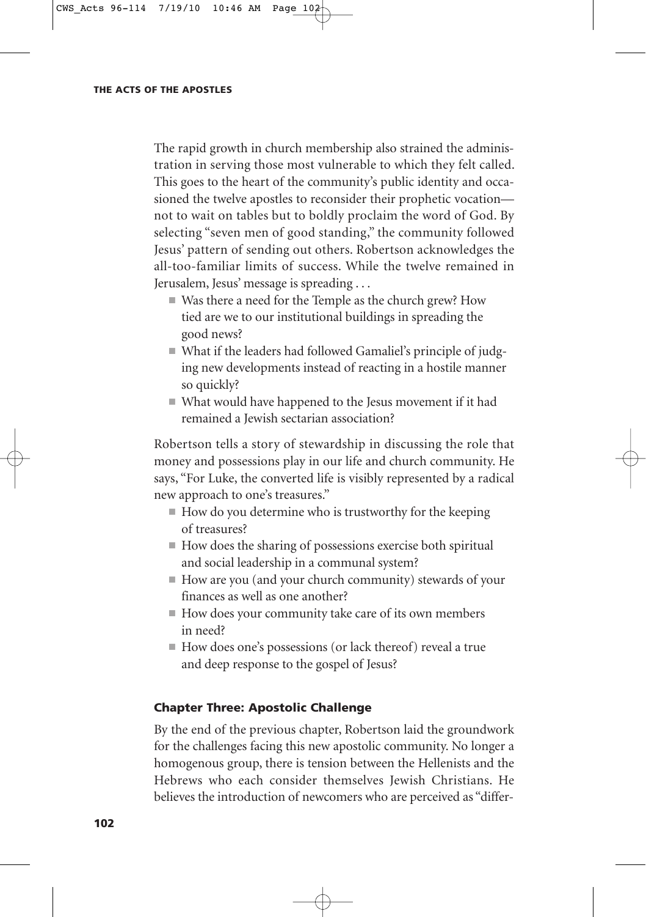The rapid growth in church membership also strained the administration in serving those most vulnerable to which they felt called. This goes to the heart of the community's public identity and occasioned the twelve apostles to reconsider their prophetic vocation—not to wait on tables but to boldly proclaim the word of God. By selecting "seven men of good standing," the community followed Jesus' pattern of sending out others. Robertson acknowledges the all-too-familiar limits of success. While the twelve remained in Jerusalem, Jesus' message is spreading . . .

- Was there a need for the Temple as the church grew? How tied are we to our institutional buildings in spreading the good news?
- What if the leaders had followed Gamaliel's principle of judging new developments instead of reacting in a hostile manner so quickly?
- What would have happened to the Jesus movement if it had remained a Jewish sectarian association?

Robertson tells a story of stewardship in discussing the role that money and possessions play in our life and church community. He says, "For Luke, the converted life is visibly represented by a radical new approach to one's treasures."

- How do you determine who is trustworthy for the keeping of treasures?
- How does the sharing of possessions exercise both spiritual and social leadership in a communal system?
- How are you (and your church community) stewards of your finances as well as one another?
- How does your community take care of its own members in need?
- How does one's possessions (or lack thereof) reveal a true and deep response to the gospel of Jesus?

### Chapter Three: Apostolic Challenge

By the end of the previous chapter, Robertson laid the groundwork for the challenges facing this new apostolic community. No longer a homogenous group, there is tension between the Hellenists and the Hebrews who each consider themselves Jewish Christians. He believes the introduction of newcomers who are perceived as "differ-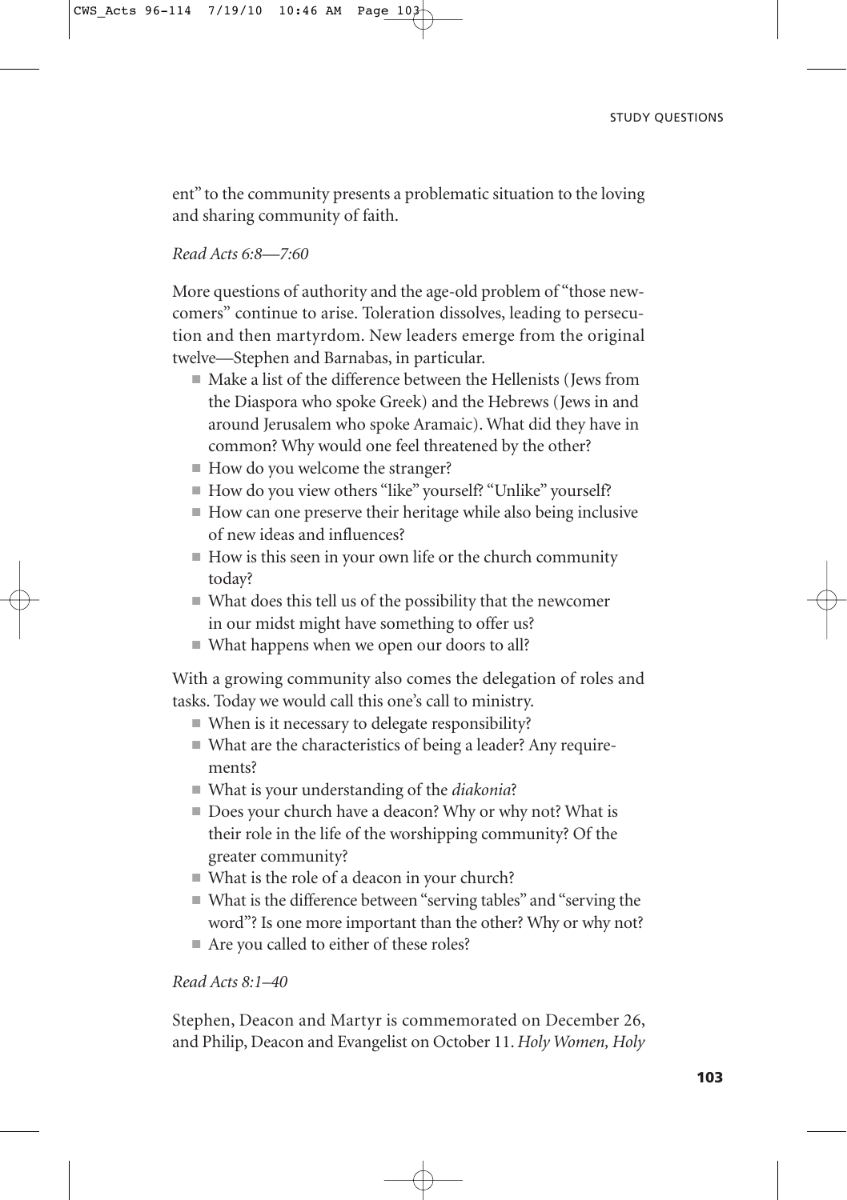ent" to the community presents a problematic situation to the loving and sharing community of faith.

*Read Acts 6:8—7:60*

More questions of authority and the age-old problem of "those newcomers" continue to arise. Toleration dissolves, leading to persecution and then martyrdom. New leaders emerge from the original twelve—Stephen and Barnabas, in particular.

- Make a list of the difference between the Hellenists (Jews from the Diaspora who spoke Greek) and the Hebrews (Jews in and around Jerusalem who spoke Aramaic). What did they have in common? Why would one feel threatened by the other?
- How do you welcome the stranger?
- How do you view others "like" yourself? "Unlike" yourself?
- How can one preserve their heritage while also being inclusive of new ideas and influences?
- How is this seen in your own life or the church community today?
- What does this tell us of the possibility that the newcomer in our midst might have something to offer us?
- What happens when we open our doors to all?

With a growing community also comes the delegation of roles and tasks. Today we would call this one's call to ministry.

- When is it necessary to delegate responsibility?
- What are the characteristics of being a leader? Any requirements?
- What is your understanding of the *diakonia*?
- Does your church have a deacon? Why or why not? What is their role in the life of the worshipping community? Of the greater community?
- What is the role of a deacon in your church?
- What is the difference between "serving tables" and "serving the word"? Is one more important than the other? Why or why not?
- Are you called to either of these roles?

*Read Acts 8:1–40*

Stephen, Deacon and Martyr is commemorated on December 26, and Philip, Deacon and Evangelist on October 11. *Holy Women, Holy*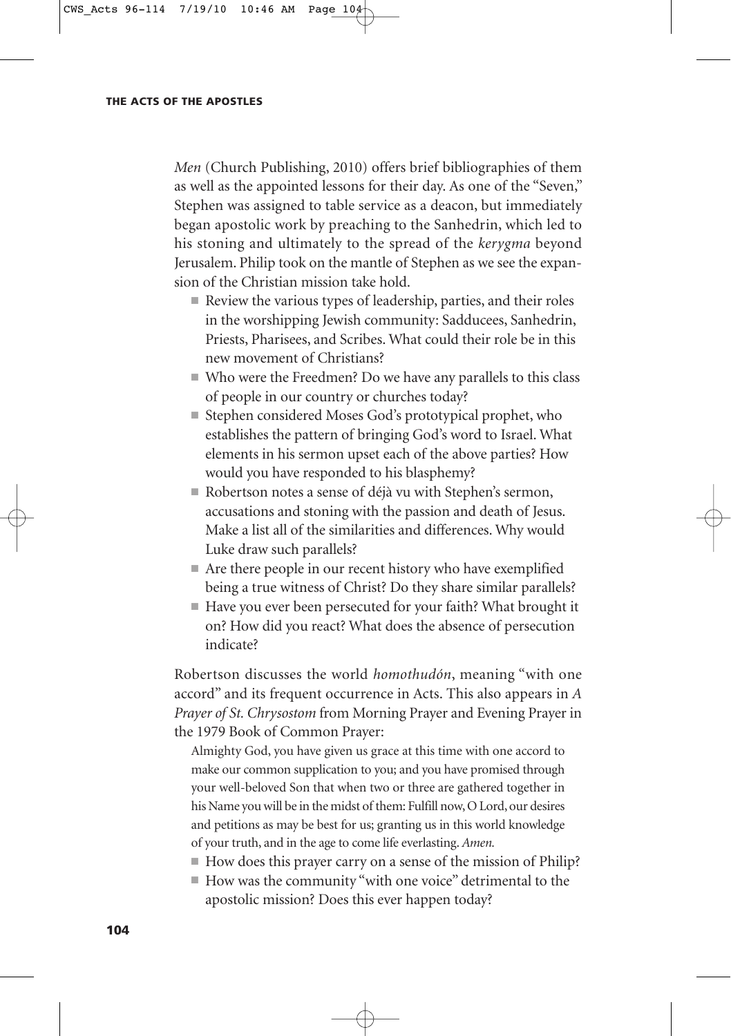*Men* (Church Publishing, 2010) offers brief bibliographies of them as well as the appointed lessons for their day. As one of the "Seven," Stephen was assigned to table service as a deacon, but immediately began apostolic work by preaching to the Sanhedrin, which led to his stoning and ultimately to the spread of the *kerygma* beyond Jerusalem. Philip took on the mantle of Stephen as we see the expansion of the Christian mission take hold.

- Review the various types of leadership, parties, and their roles in the worshipping Jewish community: Sadducees, Sanhedrin, Priests, Pharisees, and Scribes. What could their role be in this new movement of Christians?
- Who were the Freedmen? Do we have any parallels to this class of people in our country or churches today?
- Stephen considered Moses God's prototypical prophet, who establishes the pattern of bringing God's word to Israel. What elements in his sermon upset each of the above parties? How would you have responded to his blasphemy?
- Robertson notes a sense of déjà vu with Stephen's sermon, accusations and stoning with the passion and death of Jesus. Make a list all of the similarities and differences. Why would Luke draw such parallels?
- Are there people in our recent history who have exemplified being a true witness of Christ? Do they share similar parallels?
- Have you ever been persecuted for your faith? What brought it on? How did you react? What does the absence of persecution indicate?

Robertson discusses the world *homothudón*, meaning "with one accord" and its frequent occurrence in Acts. This also appears in *A Prayer of St. Chrysostom* from Morning Prayer and Evening Prayer in the 1979 Book of Common Prayer:

> Almighty God, you have given us grace at this time with one accord to make our common supplication to you; and you have promised through your well-beloved Son that when two or three are gathered together in his Name you will be in the midst of them: Fulfill now, O Lord, our desires and petitions as may be best for us; granting us in this world knowledge of your truth, and in the age to come life everlasting. *Amen.*

- How does this prayer carry on a sense of the mission of Philip?
- How was the community "with one voice" detrimental to the apostolic mission? Does this ever happen today?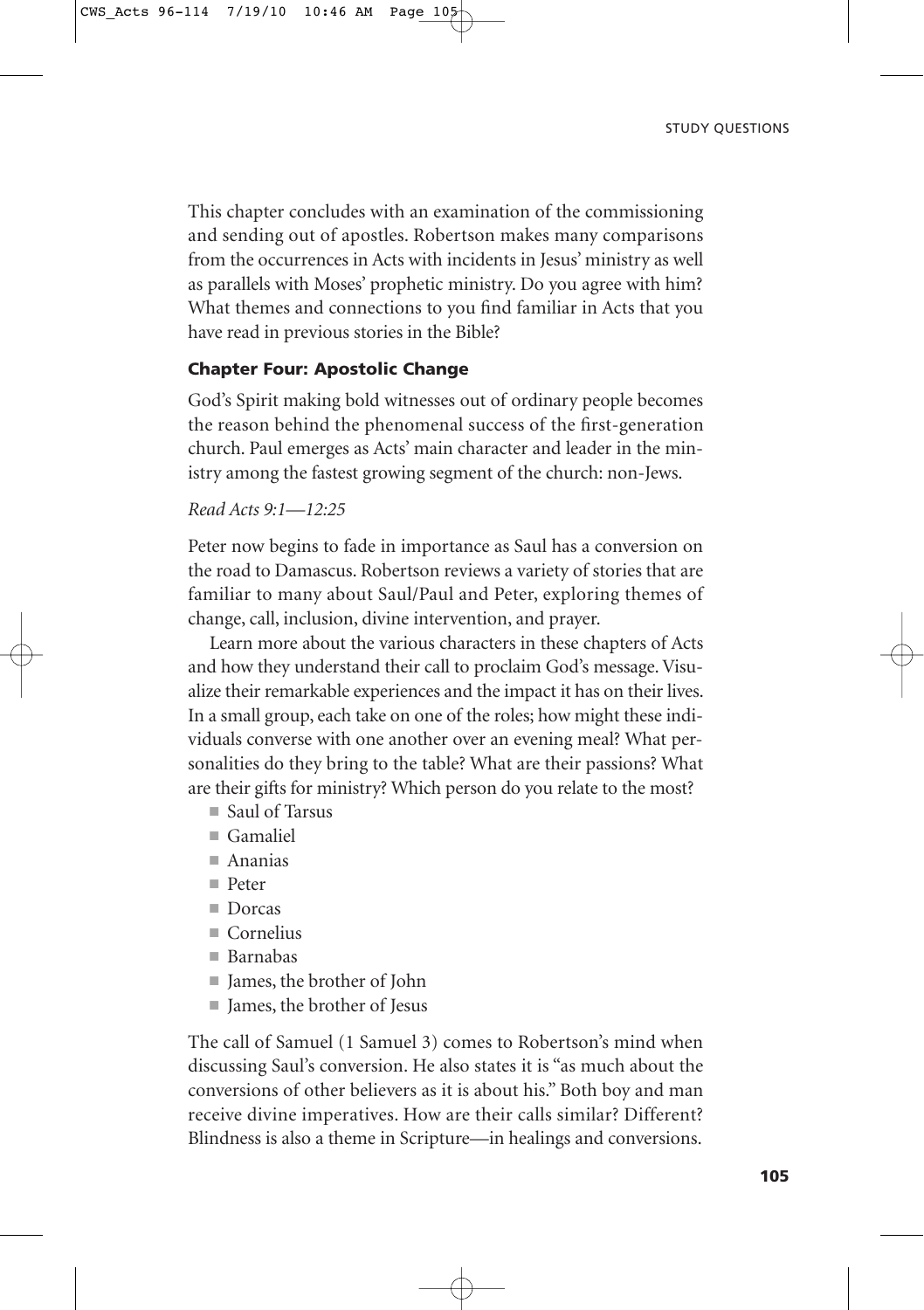This chapter concludes with an examination of the commissioning and sending out of apostles. Robertson makes many comparisons from the occurrences in Acts with incidents in Jesus' ministry as well as parallels with Moses' prophetic ministry. Do you agree with him? What themes and connections to you find familiar in Acts that you have read in previous stories in the Bible?

### Chapter Four: Apostolic Change

God's Spirit making bold witnesses out of ordinary people becomes the reason behind the phenomenal success of the first-generation church. Paul emerges as Acts' main character and leader in the ministry among the fastest growing segment of the church: non-Jews.

*Read Acts 9:1—12:25*

Peter now begins to fade in importance as Saul has a conversion on the road to Damascus. Robertson reviews a variety of stories that are familiar to many about Saul/Paul and Peter, exploring themes of change, call, inclusion, divine intervention, and prayer.

Learn more about the various characters in these chapters of Acts and how they understand their call to proclaim God's message. Visualize their remarkable experiences and the impact it has on their lives. In a small group, each take on one of the roles; how might these individuals converse with one another over an evening meal? What personalities do they bring to the table? What are their passions? What are their gifts for ministry? Which person do you relate to the most?

- Saul of Tarsus
- Gamaliel
- Ananias
- Peter
- Dorcas
- Cornelius
- Barnabas
- James, the brother of John
- James, the brother of Jesus

The call of Samuel (1 Samuel 3) comes to Robertson's mind when discussing Saul's conversion. He also states it is "as much about the conversions of other believers as it is about his." Both boy and man receive divine imperatives. How are their calls similar? Different? Blindness is also a theme in Scripture—in healings and conversions.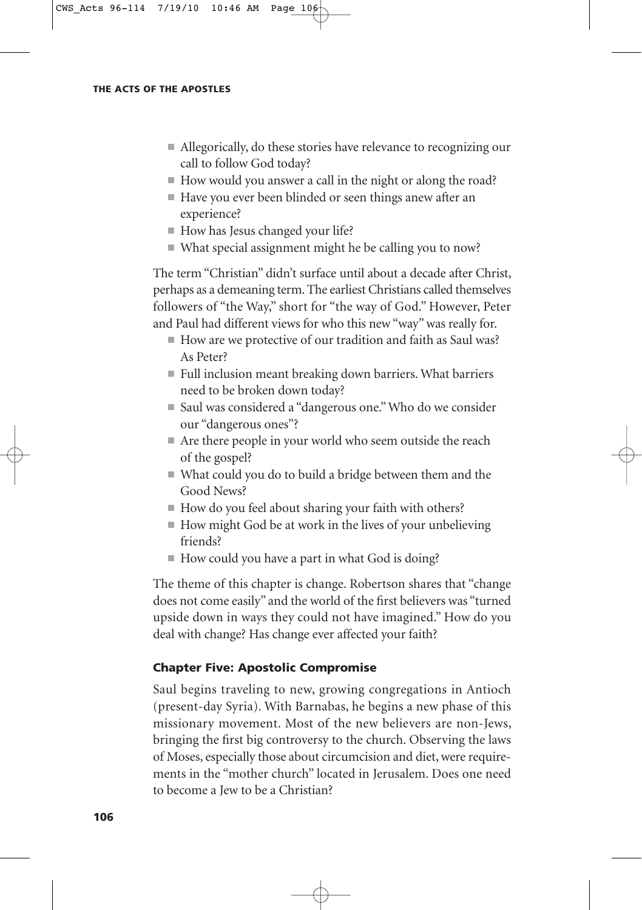- Allegorically, do these stories have relevance to recognizing our call to follow God today?
- How would you answer a call in the night or along the road?
- Have you ever been blinded or seen things anew after an experience?
- How has Jesus changed your life?
- What special assignment might he be calling you to now?

The term "Christian" didn't surface until about a decade after Christ, perhaps as a demeaning term. The earliest Christians called themselves followers of "the Way," short for "the way of God." However, Peter and Paul had different views for who this new "way" was really for.

- How are we protective of our tradition and faith as Saul was? As Peter?
- Full inclusion meant breaking down barriers. What barriers need to be broken down today?
- Saul was considered a "dangerous one." Who do we consider our "dangerous ones"?
- Are there people in your world who seem outside the reach of the gospel?
- What could you do to build a bridge between them and the Good News?
- How do you feel about sharing your faith with others?
- How might God be at work in the lives of your unbelieving friends?
- How could you have a part in what God is doing?

The theme of this chapter is change. Robertson shares that "change does not come easily" and the world of the first believers was "turned upside down in ways they could not have imagined." How do you deal with change? Has change ever affected your faith?

### Chapter Five: Apostolic Compromise

Saul begins traveling to new, growing congregations in Antioch (present-day Syria). With Barnabas, he begins a new phase of this missionary movement. Most of the new believers are non-Jews, bringing the first big controversy to the church. Observing the laws of Moses, especially those about circumcision and diet, were requirements in the "mother church" located in Jerusalem. Does one need to become a Jew to be a Christian?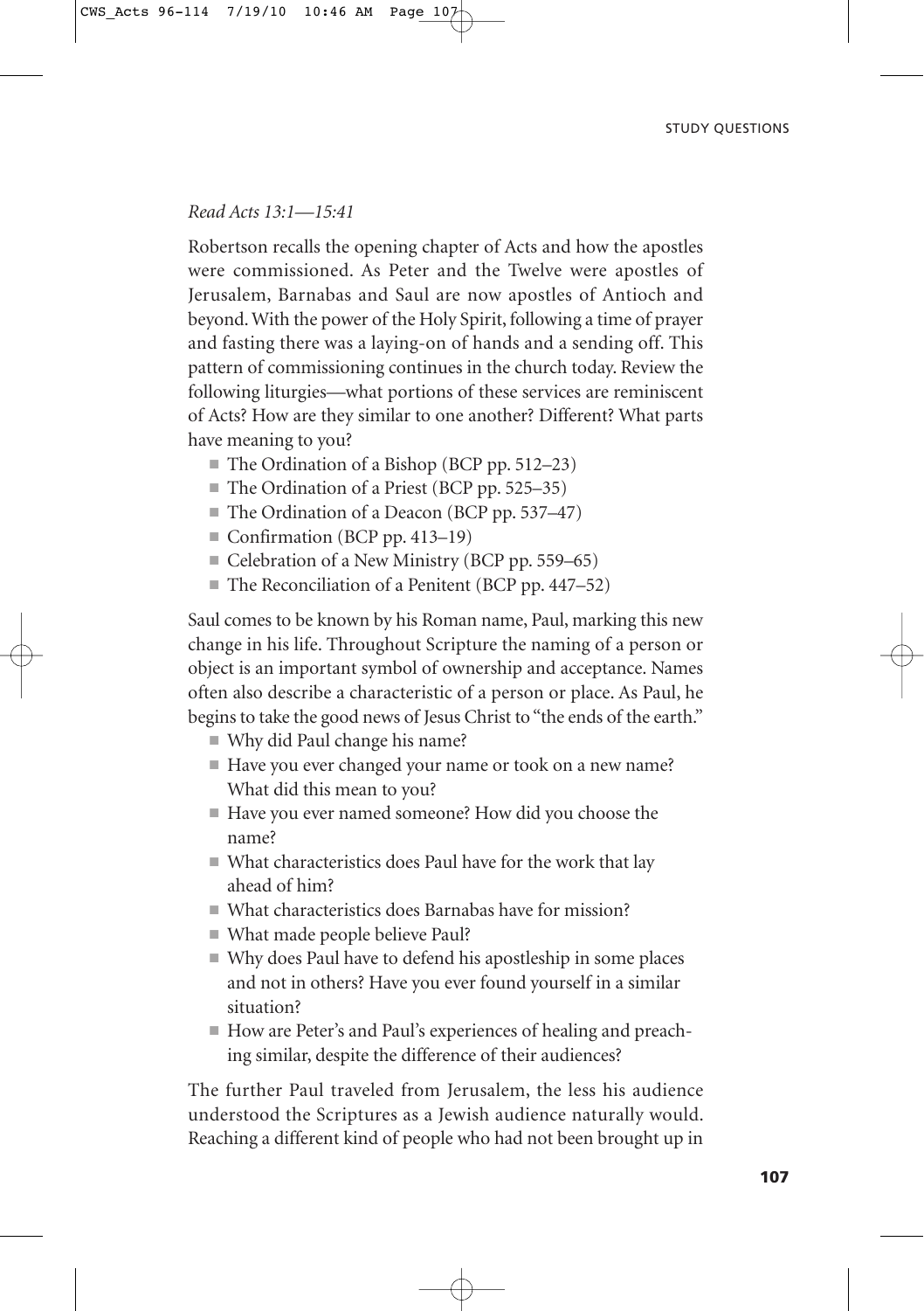*Read Acts 13:1—15:41*

Robertson recalls the opening chapter of Acts and how the apostles were commissioned. As Peter and the Twelve were apostles of Jerusalem, Barnabas and Saul are now apostles of Antioch and beyond. With the power of the Holy Spirit, following a time of prayer and fasting there was a laying-on of hands and a sending off. This pattern of commissioning continues in the church today. Review the following liturgies—what portions of these services are reminiscent of Acts? How are they similar to one another? Different? What parts have meaning to you?

- The Ordination of a Bishop (BCP pp. 512–23)
- The Ordination of a Priest (BCP pp. 525–35)
- The Ordination of a Deacon (BCP pp. 537–47)
- Confirmation (BCP pp. 413–19)
- Celebration of a New Ministry (BCP pp. 559–65)
- The Reconciliation of a Penitent (BCP pp. 447–52)

Saul comes to be known by his Roman name, Paul, marking this new change in his life. Throughout Scripture the naming of a person or object is an important symbol of ownership and acceptance. Names often also describe a characteristic of a person or place. As Paul, he begins to take the good news of Jesus Christ to "the ends of the earth."

- Why did Paul change his name?
- Have you ever changed your name or took on a new name? What did this mean to you?
- Have you ever named someone? How did you choose the name?
- What characteristics does Paul have for the work that lay ahead of him?
- What characteristics does Barnabas have for mission?
- What made people believe Paul?
- Why does Paul have to defend his apostleship in some places and not in others? Have you ever found yourself in a similar situation?
- How are Peter's and Paul's experiences of healing and preaching similar, despite the difference of their audiences?

The further Paul traveled from Jerusalem, the less his audience understood the Scriptures as a Jewish audience naturally would. Reaching a different kind of people who had not been brought up in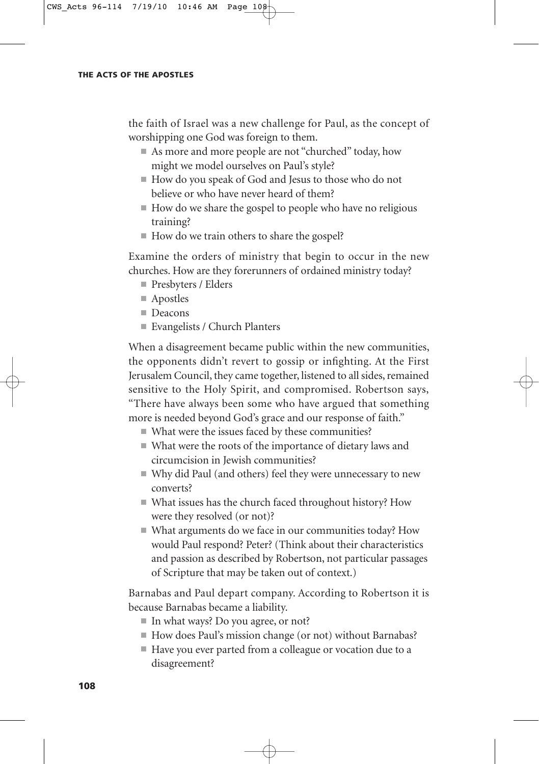the faith of Israel was a new challenge for Paul, as the concept of worshipping one God was foreign to them.

- As more and more people are not "churched" today, how might we model ourselves on Paul's style?
- How do you speak of God and Jesus to those who do not believe or who have never heard of them?
- How do we share the gospel to people who have no religious training?
- How do we train others to share the gospel?

Examine the orders of ministry that begin to occur in the new churches. How are they forerunners of ordained ministry today?

- Presbyters / Elders
- Apostles
- Deacons
- Evangelists / Church Planters

When a disagreement became public within the new communities, the opponents didn't revert to gossip or infighting. At the First Jerusalem Council, they came together, listened to all sides, remained sensitive to the Holy Spirit, and compromised. Robertson says, "There have always been some who have argued that something more is needed beyond God's grace and our response of faith."

- What were the issues faced by these communities?
- What were the roots of the importance of dietary laws and circumcision in Jewish communities?
- Why did Paul (and others) feel they were unnecessary to new converts?
- What issues has the church faced throughout history? How were they resolved (or not)?
- What arguments do we face in our communities today? How would Paul respond? Peter? (Think about their characteristics and passion as described by Robertson, not particular passages of Scripture that may be taken out of context.)

Barnabas and Paul depart company. According to Robertson it is because Barnabas became a liability.

- In what ways? Do you agree, or not?
- How does Paul's mission change (or not) without Barnabas?
- Have you ever parted from a colleague or vocation due to a disagreement?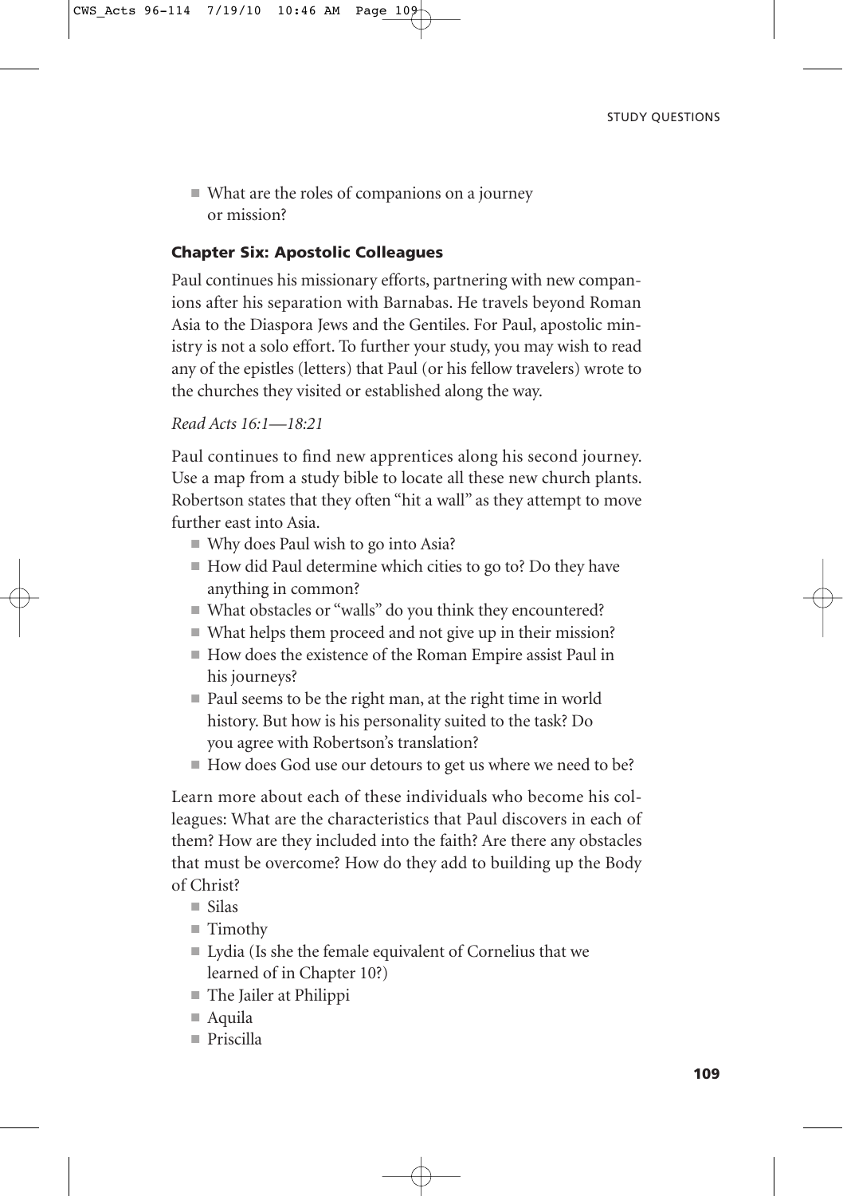- What are the roles of companions on a journey or mission?

### Chapter Six: Apostolic Colleagues

Paul continues his missionary efforts, partnering with new companions after his separation with Barnabas. He travels beyond Roman Asia to the Diaspora Jews and the Gentiles. For Paul, apostolic ministry is not a solo effort. To further your study, you may wish to read any of the epistles (letters) that Paul (or his fellow travelers) wrote to the churches they visited or established along the way.

*Read Acts 16:1—18:21*

Paul continues to find new apprentices along his second journey. Use a map from a study bible to locate all these new church plants. Robertson states that they often "hit a wall" as they attempt to move further east into Asia.

- Why does Paul wish to go into Asia?
- How did Paul determine which cities to go to? Do they have anything in common?
- What obstacles or "walls" do you think they encountered?
- What helps them proceed and not give up in their mission?
- How does the existence of the Roman Empire assist Paul in his journeys?
- Paul seems to be the right man, at the right time in world history. But how is his personality suited to the task? Do you agree with Robertson's translation?
- How does God use our detours to get us where we need to be?

Learn more about each of these individuals who become his colleagues: What are the characteristics that Paul discovers in each of them? How are they included into the faith? Are there any obstacles that must be overcome? How do they add to building up the Body of Christ?

- Silas
- Timothy
- Lydia (Is she the female equivalent of Cornelius that we learned of in Chapter 10?)
- The Jailer at Philippi
- Aquila
- Priscilla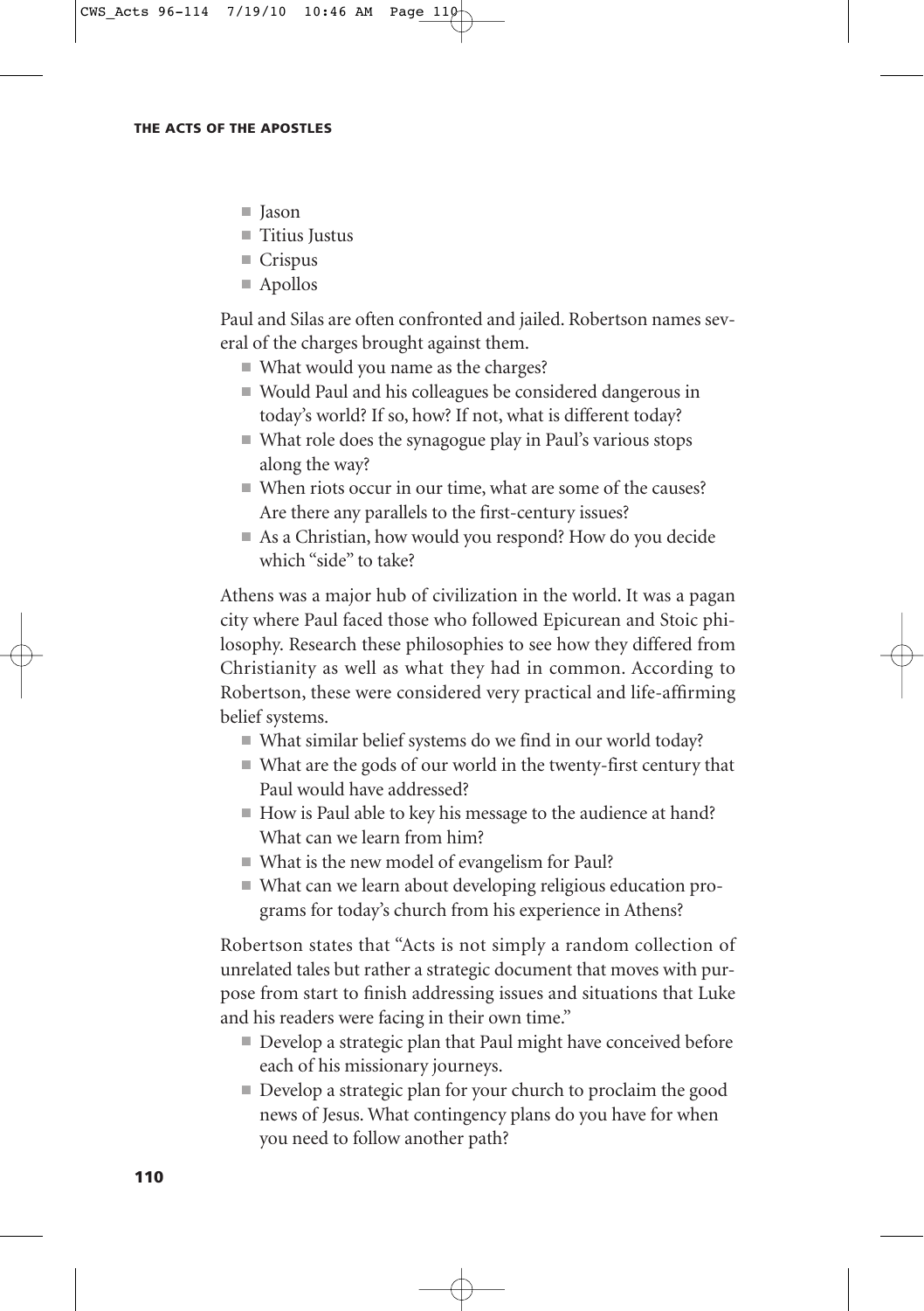- Jason
- Titius Justus
- Crispus
- Apollos

Paul and Silas are often confronted and jailed. Robertson names several of the charges brought against them.

- What would you name as the charges?
- Would Paul and his colleagues be considered dangerous in today's world? If so, how? If not, what is different today?
- What role does the synagogue play in Paul's various stops along the way?
- When riots occur in our time, what are some of the causes? Are there any parallels to the first-century issues?
- As a Christian, how would you respond? How do you decide which "side" to take?

Athens was a major hub of civilization in the world. It was a pagan city where Paul faced those who followed Epicurean and Stoic philosophy. Research these philosophies to see how they differed from Christianity as well as what they had in common. According to Robertson, these were considered very practical and life-affirming belief systems.

- What similar belief systems do we find in our world today?
- What are the gods of our world in the twenty-first century that Paul would have addressed?
- How is Paul able to key his message to the audience at hand? What can we learn from him?
- What is the new model of evangelism for Paul?
- What can we learn about developing religious education programs for today's church from his experience in Athens?

Robertson states that "Acts is not simply a random collection of unrelated tales but rather a strategic document that moves with purpose from start to finish addressing issues and situations that Luke and his readers were facing in their own time."

- Develop a strategic plan that Paul might have conceived before each of his missionary journeys.
- Develop a strategic plan for your church to proclaim the good news of Jesus. What contingency plans do you have for when you need to follow another path?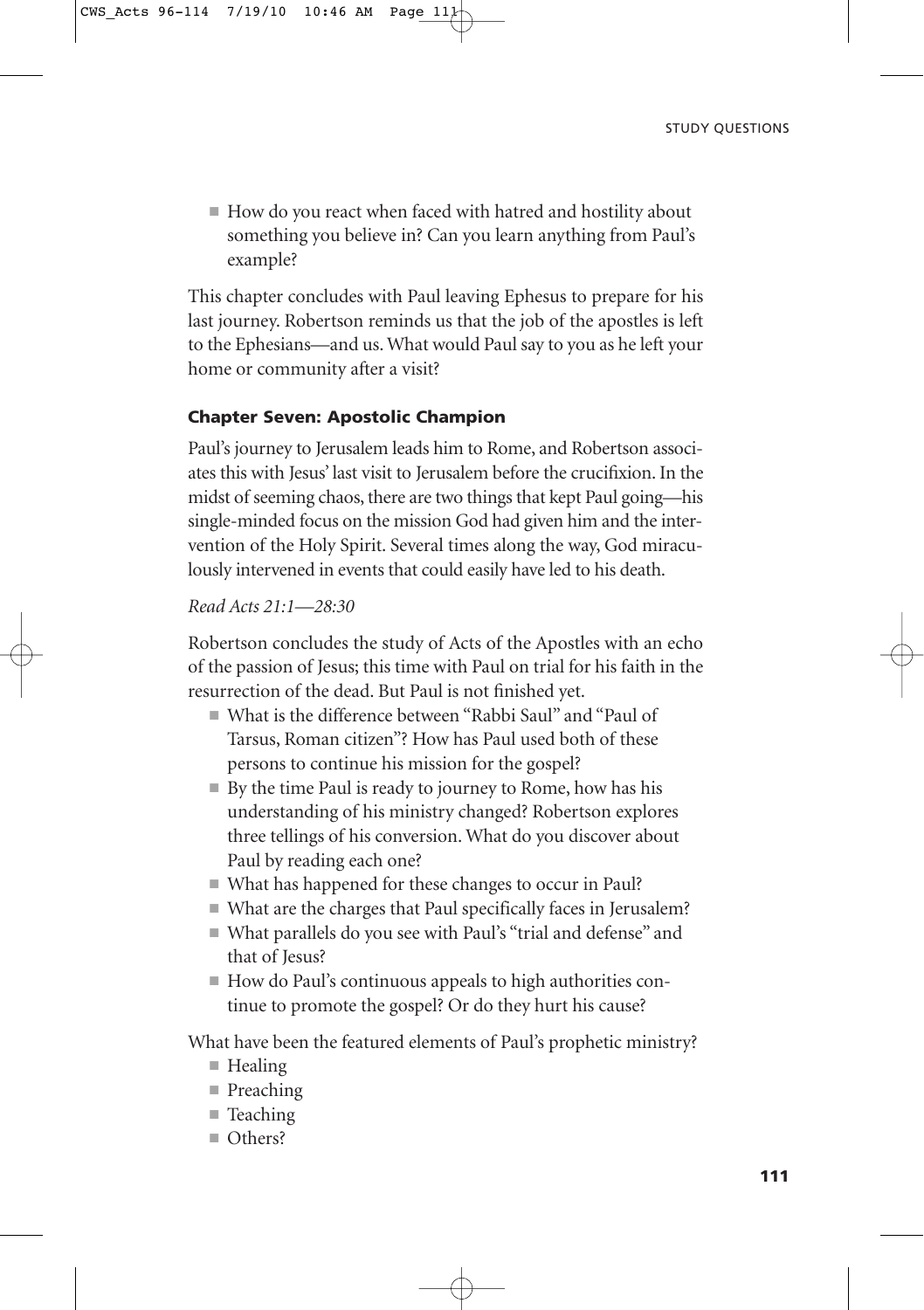- How do you react when faced with hatred and hostility about something you believe in? Can you learn anything from Paul's example?

This chapter concludes with Paul leaving Ephesus to prepare for his last journey. Robertson reminds us that the job of the apostles is left to the Ephesians—and us. What would Paul say to you as he left your home or community after a visit?

### Chapter Seven: Apostolic Champion

Paul's journey to Jerusalem leads him to Rome, and Robertson associates this with Jesus' last visit to Jerusalem before the crucifixion. In the midst of seeming chaos, there are two things that kept Paul going—his single-minded focus on the mission God had given him and the intervention of the Holy Spirit. Several times along the way, God miraculously intervened in events that could easily have led to his death.

*Read Acts 21:1—28:30*

Robertson concludes the study of Acts of the Apostles with an echo of the passion of Jesus; this time with Paul on trial for his faith in the resurrection of the dead. But Paul is not finished yet.

- What is the difference between "Rabbi Saul" and "Paul of Tarsus, Roman citizen"? How has Paul used both of these persons to continue his mission for the gospel?
- By the time Paul is ready to journey to Rome, how has his understanding of his ministry changed? Robertson explores three tellings of his conversion. What do you discover about Paul by reading each one?
- What has happened for these changes to occur in Paul?
- What are the charges that Paul specifically faces in Jerusalem?
- What parallels do you see with Paul's "trial and defense" and that of Jesus?
- How do Paul's continuous appeals to high authorities continue to promote the gospel? Or do they hurt his cause?

What have been the featured elements of Paul's prophetic ministry?

- Healing
- Preaching
- Teaching
- Others?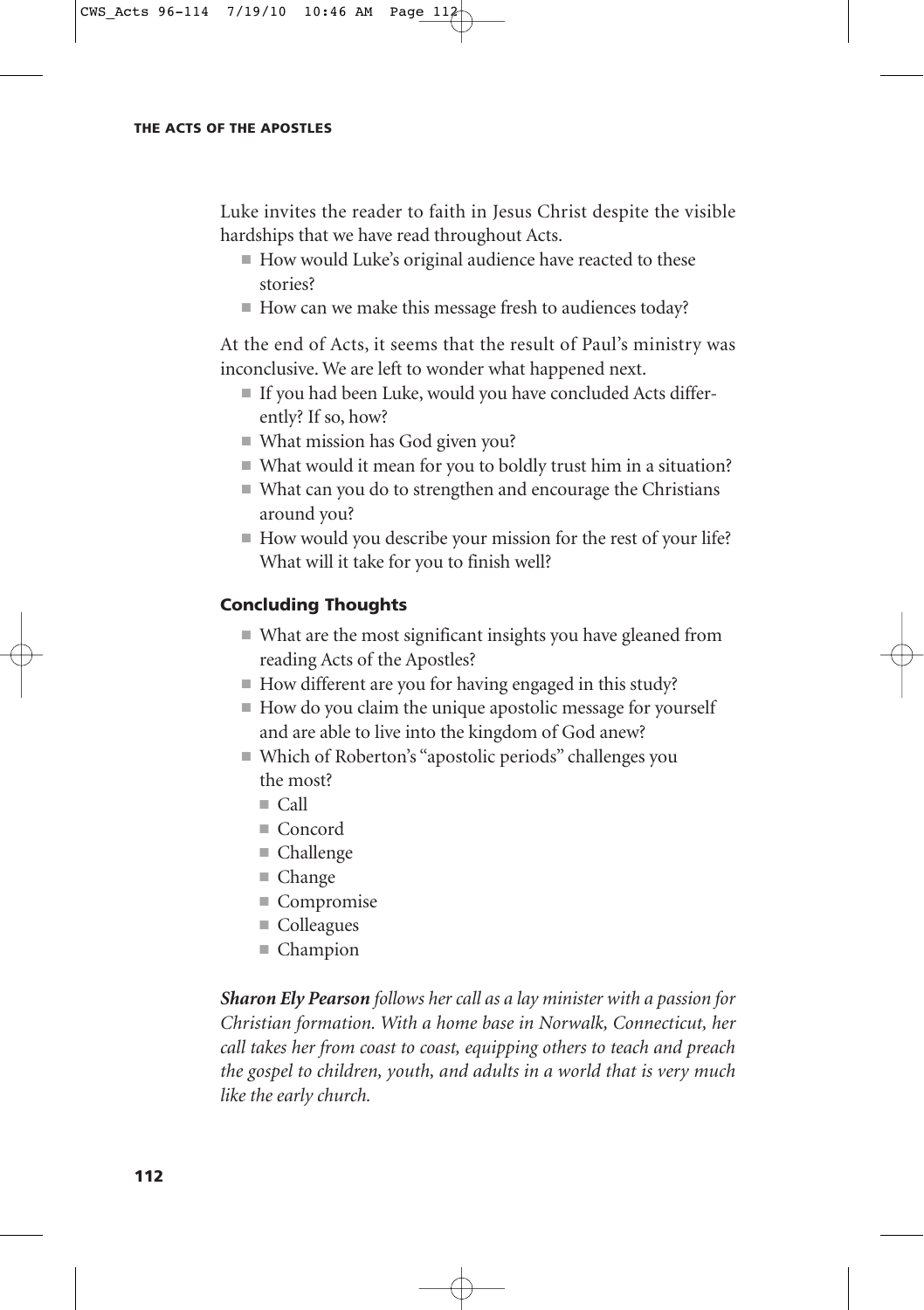Luke invites the reader to faith in Jesus Christ despite the visible hardships that we have read throughout Acts.

- How would Luke's original audience have reacted to these stories?
- How can we make this message fresh to audiences today?

At the end of Acts, it seems that the result of Paul's ministry was inconclusive. We are left to wonder what happened next.

- If you had been Luke, would you have concluded Acts differently? If so, how?
- What mission has God given you?
- What would it mean for you to boldly trust him in a situation?
- What can you do to strengthen and encourage the Christians around you?
- How would you describe your mission for the rest of your life? What will it take for you to finish well?

### Concluding Thoughts

- What are the most significant insights you have gleaned from reading Acts of the Apostles?
- How different are you for having engaged in this study?
- How do you claim the unique apostolic message for yourself and are able to live into the kingdom of God anew?
- Which of Roberton's "apostolic periods" challenges you the most?
  - Call
  - Concord
  - Challenge
  - Change
  - Compromise
  - Colleagues
  - Champion

***Sharon Ely Pearson*** *follows her call as a lay minister with a passion for Christian formation. With a home base in Norwalk, Connecticut, her call takes her from coast to coast, equipping others to teach and preach the gospel to children, youth, and adults in a world that is very much like the early church.*